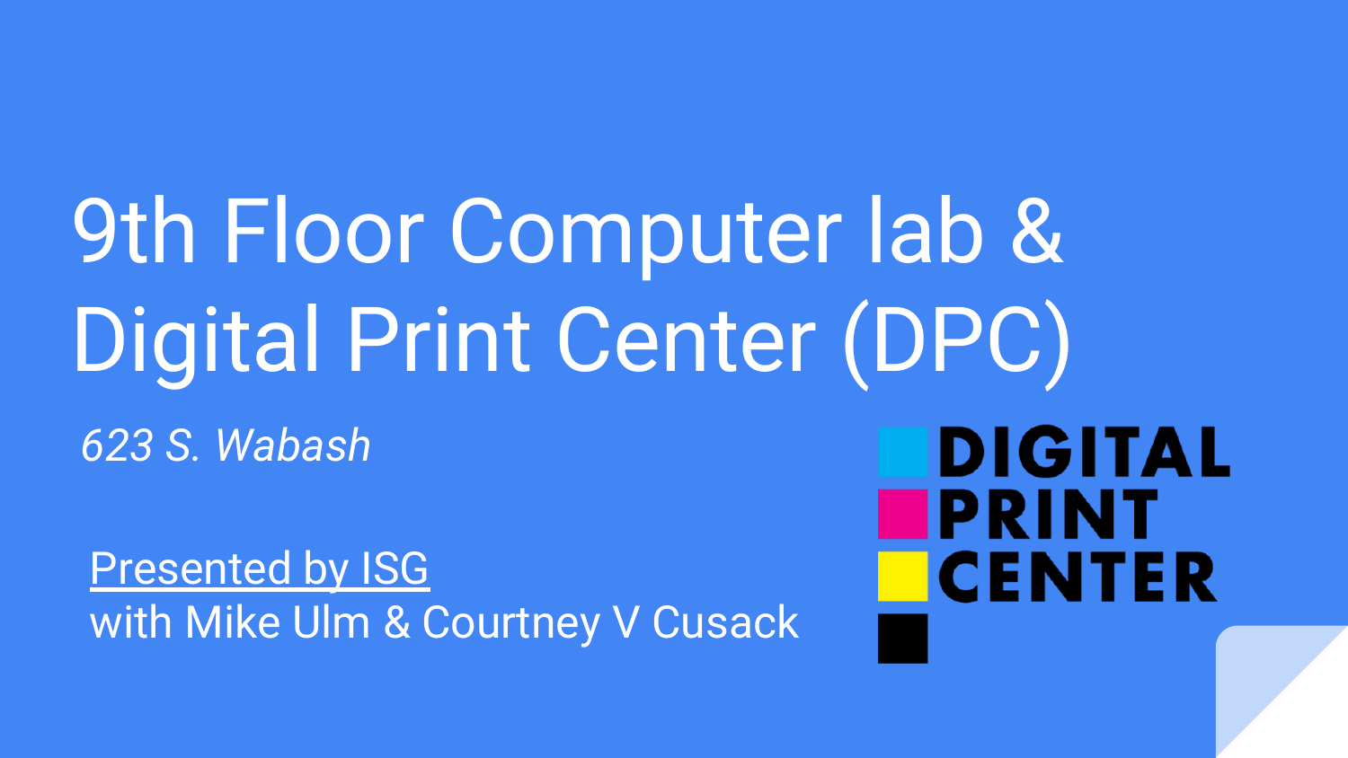# 9th Floor Computer lab & Digital Print Center (DPC)

*623 S. Wabash*

Presented by ISG
with Mike Ulm & Courtney V Cusack

DIGITAL
PRINT
CENTER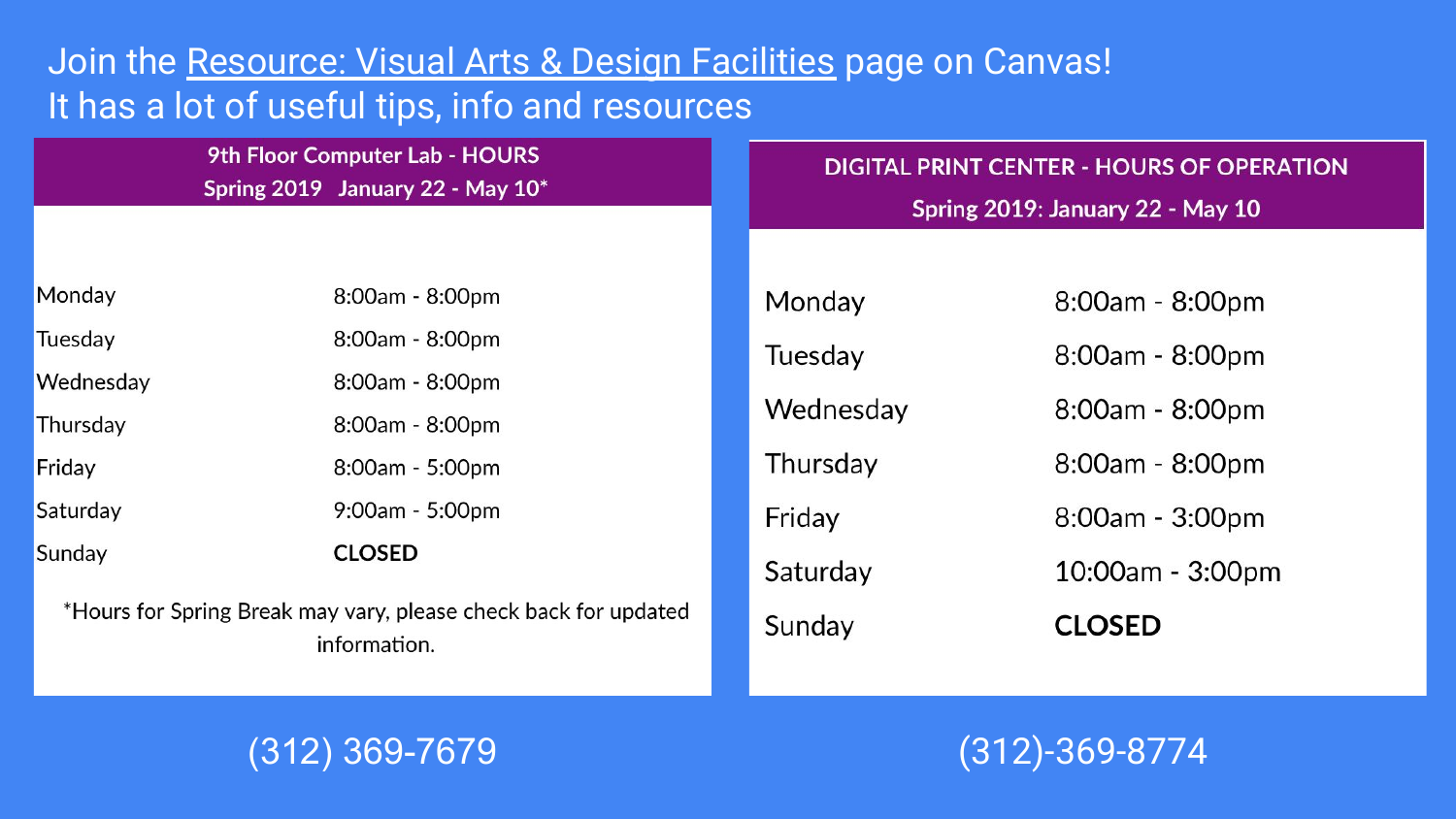Join the Resource: Visual Arts & Design Facilities page on Canvas!
It has a lot of useful tips, info and resources

## 9th Floor Computer Lab - HOURS
### Spring 2019 January 22 - May 10*

| Day | Hours |
| --- | --- |
| Monday | 8:00am - 8:00pm |
| Tuesday | 8:00am - 8:00pm |
| Wednesday | 8:00am - 8:00pm |
| Thursday | 8:00am - 8:00pm |
| Friday | 8:00am - 5:00pm |
| Saturday | 9:00am - 5:00pm |
| Sunday | **CLOSED** |

*Hours for Spring Break may vary, please check back for updated information.

(312) 369-7679

## DIGITAL PRINT CENTER - HOURS OF OPERATION
### Spring 2019: January 22 - May 10

| Day | Hours |
| --- | --- |
| Monday | 8:00am - 8:00pm |
| Tuesday | 8:00am - 8:00pm |
| Wednesday | 8:00am - 8:00pm |
| Thursday | 8:00am - 8:00pm |
| Friday | 8:00am - 3:00pm |
| Saturday | 10:00am - 3:00pm |
| Sunday | **CLOSED** |

(312)-369-8774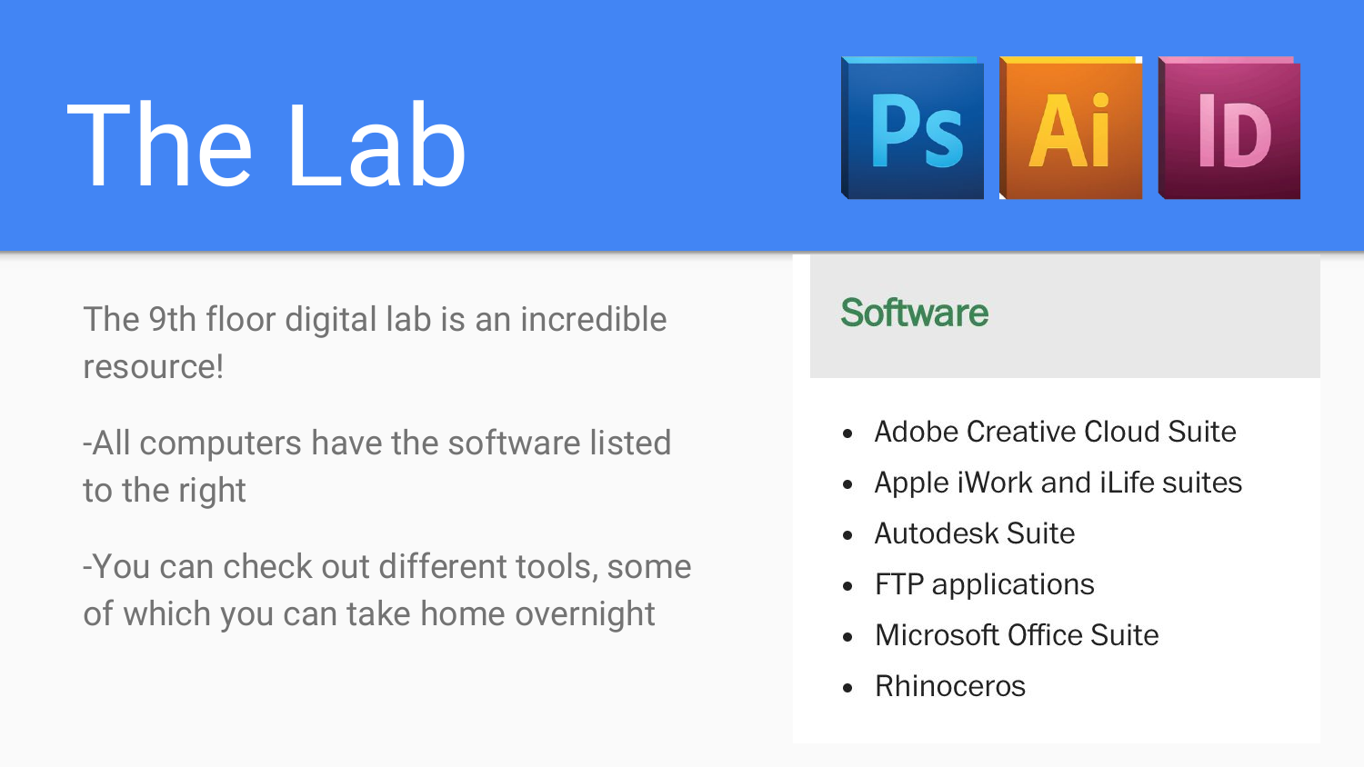# The Lab

The 9th floor digital lab is an incredible resource!

-All computers have the software listed to the right

-You can check out different tools, some of which you can take home overnight

## Software

- Adobe Creative Cloud Suite
- Apple iWork and iLife suites
- Autodesk Suite
- FTP applications
- Microsoft Office Suite
- Rhinoceros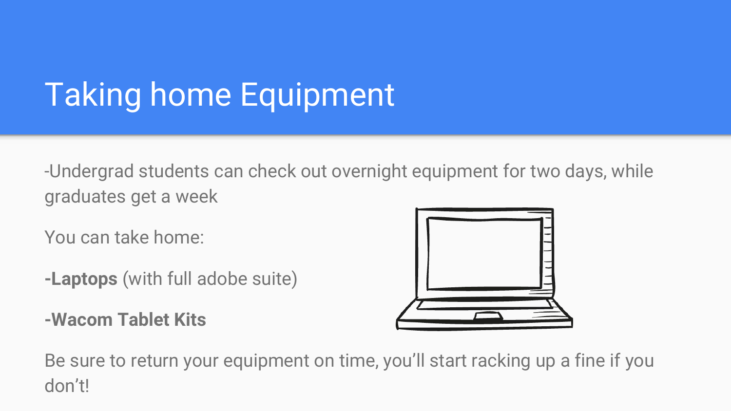# Taking home Equipment

-Undergrad students can check out overnight equipment for two days, while graduates get a week

You can take home:

**-Laptops** (with full adobe suite)

**-Wacom Tablet Kits**

Be sure to return your equipment on time, you'll start racking up a fine if you don't!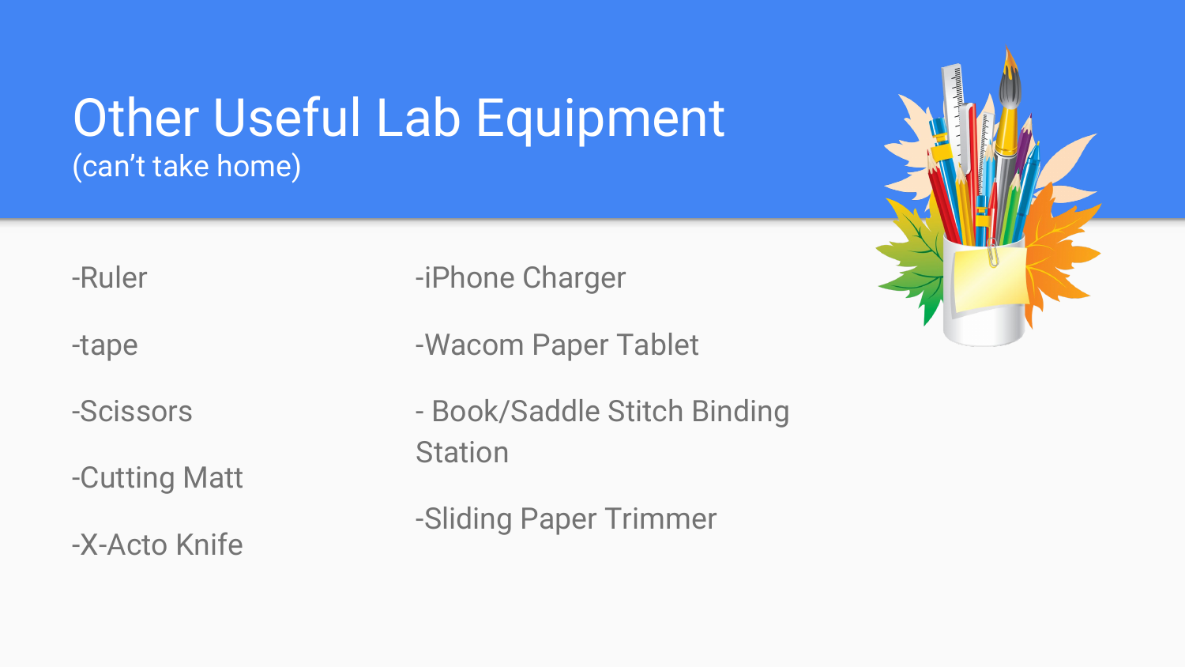# Other Useful Lab Equipment

(can't take home)

-Ruler

-tape

-Scissors

-Cutting Matt

-X-Acto Knife

-iPhone Charger

-Wacom Paper Tablet

- Book/Saddle Stitch Binding Station

-Sliding Paper Trimmer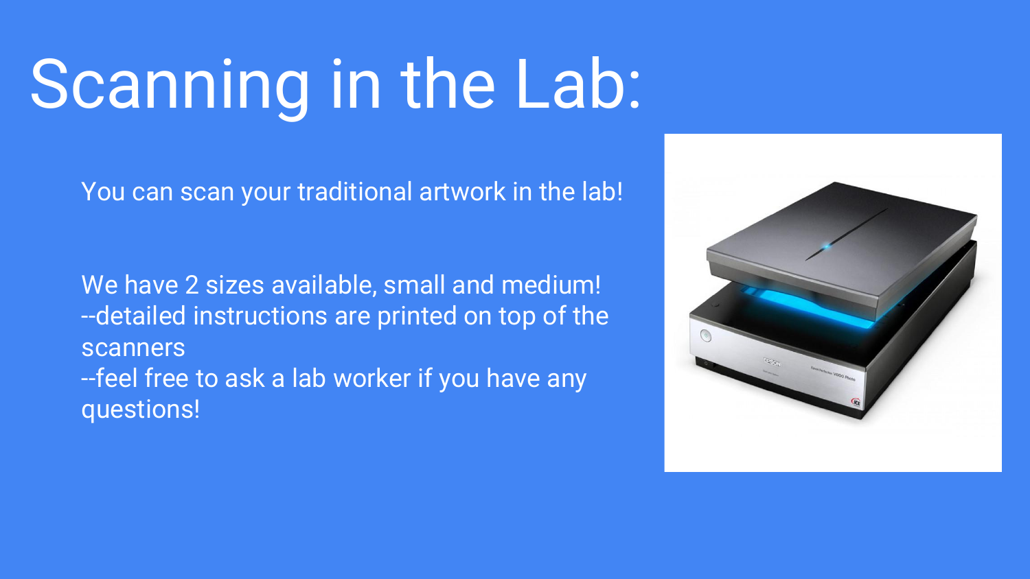# Scanning in the Lab:

You can scan your traditional artwork in the lab!

We have 2 sizes available, small and medium!
--detailed instructions are printed on top of the scanners
--feel free to ask a lab worker if you have any questions!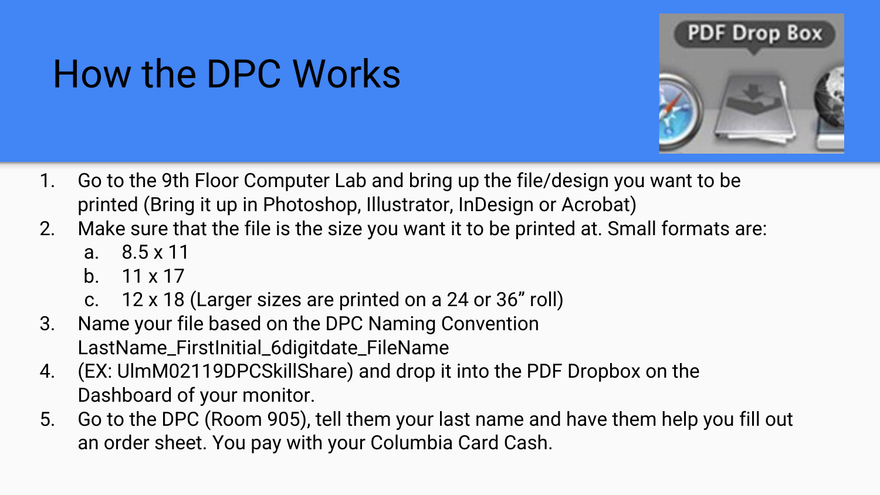# How the DPC Works

1. Go to the 9th Floor Computer Lab and bring up the file/design you want to be printed (Bring it up in Photoshop, Illustrator, InDesign or Acrobat)
2. Make sure that the file is the size you want it to be printed at. Small formats are:
   a. 8.5 x 11
   b. 11 x 17
   c. 12 x 18 (Larger sizes are printed on a 24 or 36” roll)
3. Name your file based on the DPC Naming Convention LastName_FirstInitial_6digitdate_FileName
4. (EX: UlmM02119DPCSkillShare) and drop it into the PDF Dropbox on the Dashboard of your monitor.
5. Go to the DPC (Room 905), tell them your last name and have them help you fill out an order sheet. You pay with your Columbia Card Cash.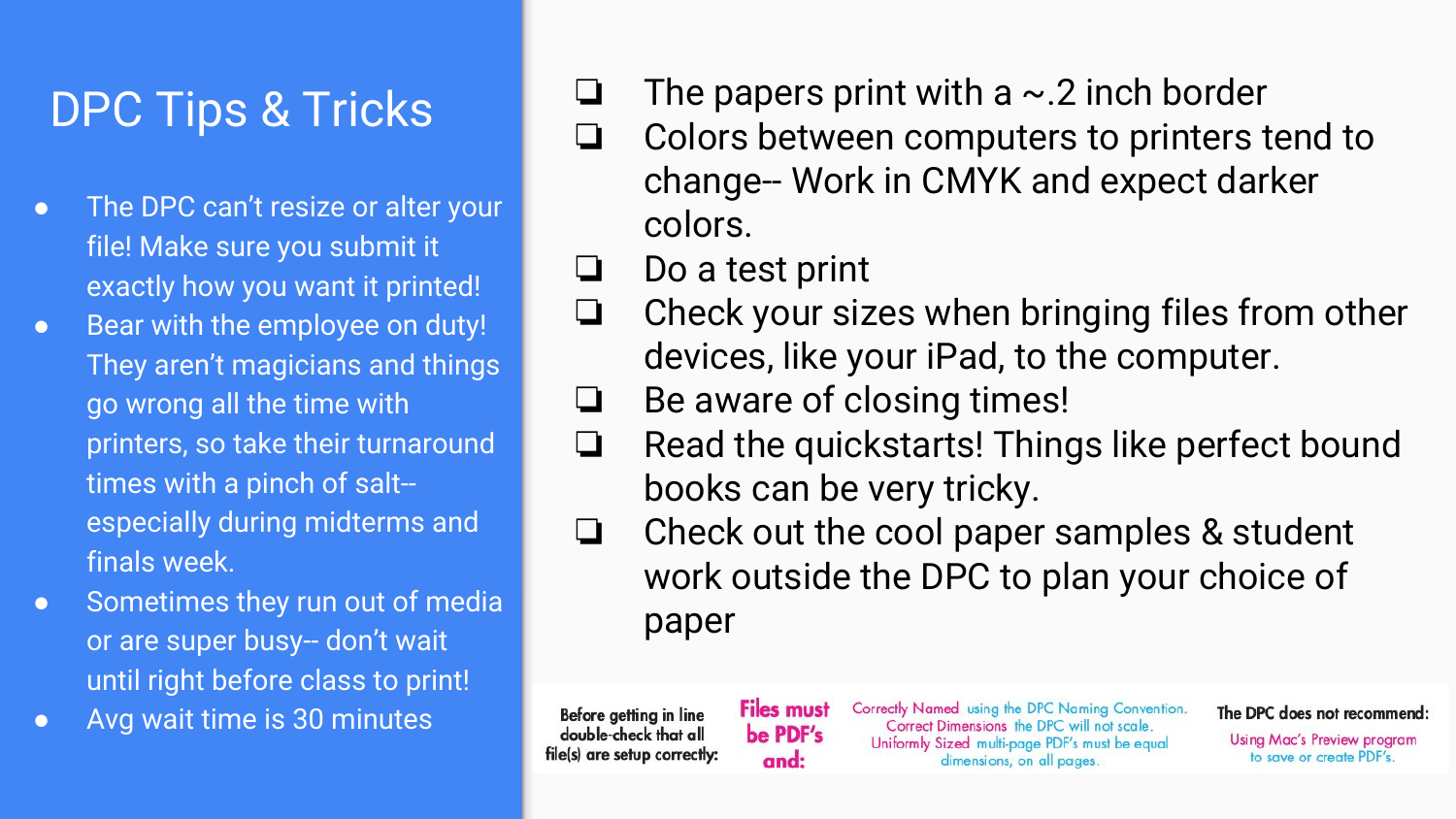# DPC Tips & Tricks

- The DPC can't resize or alter your file! Make sure you submit it exactly how you want it printed!
- Bear with the employee on duty! They aren't magicians and things go wrong all the time with printers, so take their turnaround times with a pinch of salt-- especially during midterms and finals week.
- Sometimes they run out of media or are super busy-- don't wait until right before class to print!
- Avg wait time is 30 minutes

- [ ] The papers print with a ~.2 inch border
- [ ] Colors between computers to printers tend to change-- Work in CMYK and expect darker colors.
- [ ] Do a test print
- [ ] Check your sizes when bringing files from other devices, like your iPad, to the computer.
- [ ] Be aware of closing times!
- [ ] Read the quickstarts! Things like perfect bound books can be very tricky.
- [ ] Check out the cool paper samples & student work outside the DPC to plan your choice of paper

Before getting in line double-check that all file(s) are setup correctly:

**Files must be PDF's and:**

Correctly Named using the DPC Naming Convention.
Correct Dimensions the DPC will not scale.
Uniformly Sized multi-page PDF's must be equal dimensions, on all pages.

**The DPC does not recommend:**
Using Mac's Preview program to save or create PDF's.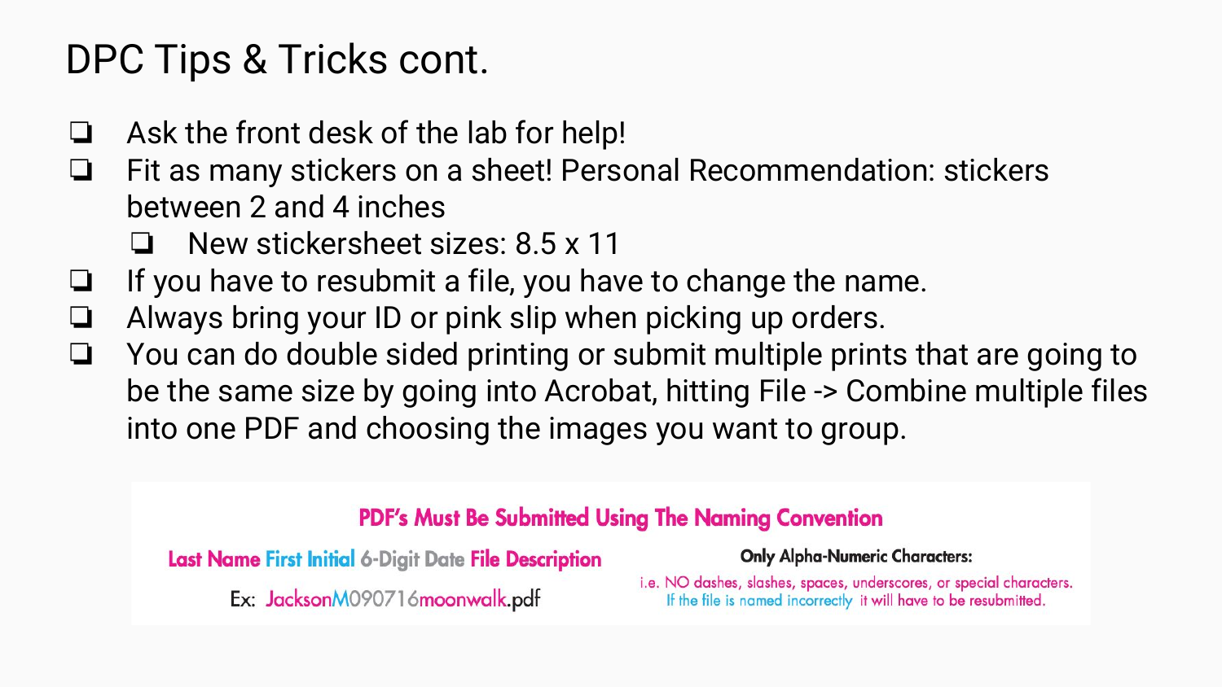# DPC Tips & Tricks cont.

- Ask the front desk of the lab for help!
- Fit as many stickers on a sheet! Personal Recommendation: stickers between 2 and 4 inches
  - New stickersheet sizes: 8.5 x 11
- If you have to resubmit a file, you have to change the name.
- Always bring your ID or pink slip when picking up orders.
- You can do double sided printing or submit multiple prints that are going to be the same size by going into Acrobat, hitting File -> Combine multiple files into one PDF and choosing the images you want to group.

**PDF's Must Be Submitted Using The Naming Convention**

**Last Name First Initial 6-Digit Date File Description**

Ex: JacksonM090716moonwalk.pdf

**Only Alpha-Numeric Characters:**

i.e. NO dashes, slashes, spaces, underscores, or special characters.
If the file is named incorrectly it will have to be resubmitted.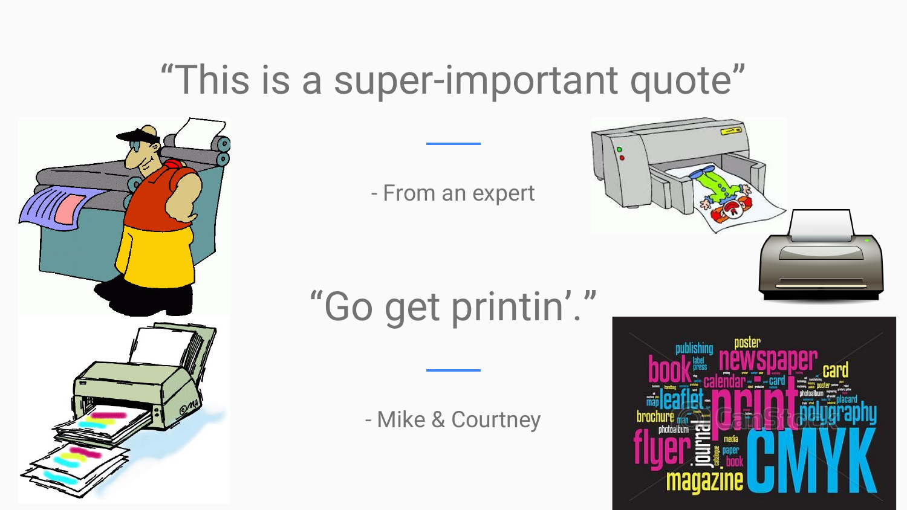“This is a super-important quote”

- From an expert

“Go get printin’.”

- Mike & Courtney